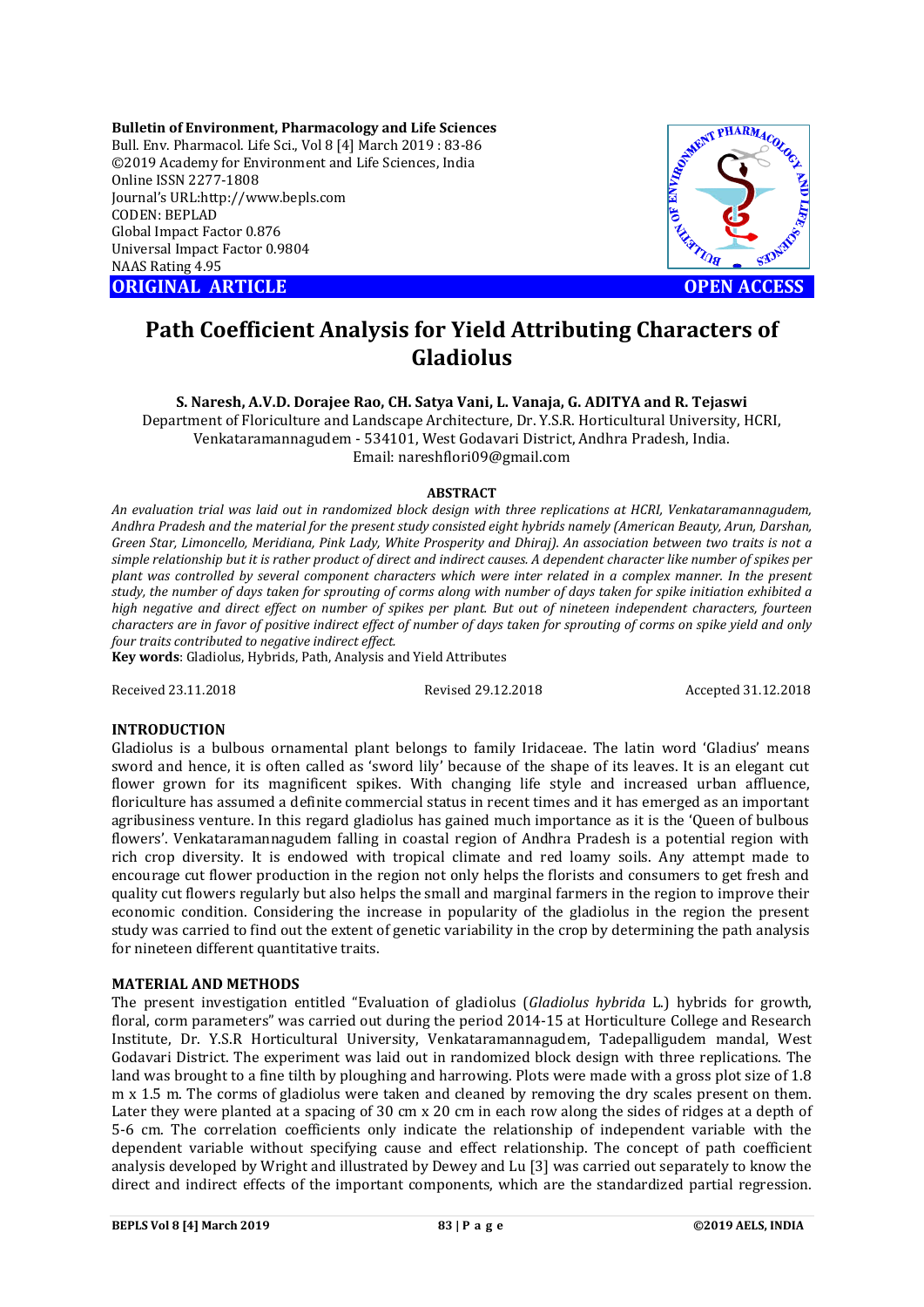**Bulletin of Environment, Pharmacology and Life Sciences**
Bull. Env. Pharmacol. Life Sci., Vol 8 [4] March 2019 : 83-86
©2019 Academy for Environment and Life Sciences, India
Online ISSN 2277-1808
Journal's URL:http://www.bepls.com
CODEN: BEPLAD
Global Impact Factor 0.876
Universal Impact Factor 0.9804
NAAS Rating 4.95

**ORIGINAL ARTICLE** **OPEN ACCESS**

# Path Coefficient Analysis for Yield Attributing Characters of Gladiolus

**S. Naresh, A.V.D. Dorajee Rao, CH. Satya Vani, L. Vanaja, G. ADITYA and R. Tejaswi**

Department of Floriculture and Landscape Architecture, Dr. Y.S.R. Horticultural University, HCRI, Venkataramannagudem - 534101, West Godavari District, Andhra Pradesh, India.
Email: nareshflori09@gmail.com

**ABSTRACT**

*An evaluation trial was laid out in randomized block design with three replications at HCRI, Venkataramannagudem, Andhra Pradesh and the material for the present study consisted eight hybrids namely (American Beauty, Arun, Darshan, Green Star, Limoncello, Meridiana, Pink Lady, White Prosperity and Dhiraj). An association between two traits is not a simple relationship but it is rather product of direct and indirect causes. A dependent character like number of spikes per plant was controlled by several component characters which were inter related in a complex manner. In the present study, the number of days taken for sprouting of corms along with number of days taken for spike initiation exhibited a high negative and direct effect on number of spikes per plant. But out of nineteen independent characters, fourteen characters are in favor of positive indirect effect of number of days taken for sprouting of corms on spike yield and only four traits contributed to negative indirect effect.*

**Key words**: Gladiolus, Hybrids, Path, Analysis and Yield Attributes

Received 23.11.2018 Revised 29.12.2018 Accepted 31.12.2018

## INTRODUCTION

Gladiolus is a bulbous ornamental plant belongs to family Iridaceae. The latin word 'Gladius' means sword and hence, it is often called as 'sword lily' because of the shape of its leaves. It is an elegant cut flower grown for its magnificent spikes. With changing life style and increased urban affluence, floriculture has assumed a definite commercial status in recent times and it has emerged as an important agribusiness venture. In this regard gladiolus has gained much importance as it is the 'Queen of bulbous flowers'. Venkataramannagudem falling in coastal region of Andhra Pradesh is a potential region with rich crop diversity. It is endowed with tropical climate and red loamy soils. Any attempt made to encourage cut flower production in the region not only helps the florists and consumers to get fresh and quality cut flowers regularly but also helps the small and marginal farmers in the region to improve their economic condition. Considering the increase in popularity of the gladiolus in the region the present study was carried to find out the extent of genetic variability in the crop by determining the path analysis for nineteen different quantitative traits.

## MATERIAL AND METHODS

The present investigation entitled "Evaluation of gladiolus (*Gladiolus hybrida* L.) hybrids for growth, floral, corm parameters" was carried out during the period 2014-15 at Horticulture College and Research Institute, Dr. Y.S.R Horticultural University, Venkataramannagudem, Tadepalligudem mandal, West Godavari District. The experiment was laid out in randomized block design with three replications. The land was brought to a fine tilth by ploughing and harrowing. Plots were made with a gross plot size of 1.8 m x 1.5 m. The corms of gladiolus were taken and cleaned by removing the dry scales present on them. Later they were planted at a spacing of 30 cm x 20 cm in each row along the sides of ridges at a depth of 5-6 cm. The correlation coefficients only indicate the relationship of independent variable with the dependent variable without specifying cause and effect relationship. The concept of path coefficient analysis developed by Wright and illustrated by Dewey and Lu [3] was carried out separately to know the direct and indirect effects of the important components, which are the standardized partial regression.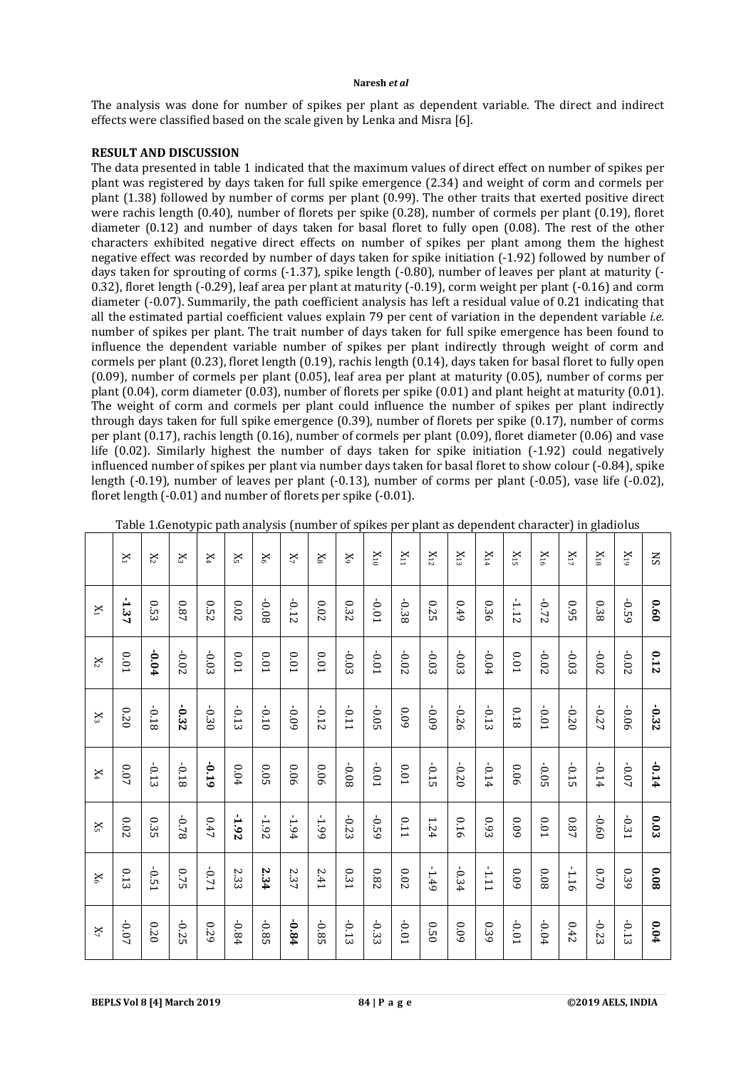The analysis was done for number of spikes per plant as dependent variable. The direct and indirect effects were classified based on the scale given by Lenka and Misra [6].

**RESULT AND DISCUSSION**

The data presented in table 1 indicated that the maximum values of direct effect on number of spikes per plant was registered by days taken for full spike emergence (2.34) and weight of corm and cormels per plant (1.38) followed by number of corms per plant (0.99). The other traits that exerted positive direct were rachis length (0.40), number of florets per spike (0.28), number of cormels per plant (0.19), floret diameter (0.12) and number of days taken for basal floret to fully open (0.08). The rest of the other characters exhibited negative direct effects on number of spikes per plant among them the highest negative effect was recorded by number of days taken for spike initiation (-1.92) followed by number of days taken for sprouting of corms (-1.37), spike length (-0.80), number of leaves per plant at maturity (-0.32), floret length (-0.29), leaf area per plant at maturity (-0.19), corm weight per plant (-0.16) and corm diameter (-0.07). Summarily, the path coefficient analysis has left a residual value of 0.21 indicating that all the estimated partial coefficient values explain 79 per cent of variation in the dependent variable *i.e.* number of spikes per plant. The trait number of days taken for full spike emergence has been found to influence the dependent variable number of spikes per plant indirectly through weight of corm and cormels per plant (0.23), floret length (0.19), rachis length (0.14), days taken for basal floret to fully open (0.09), number of cormels per plant (0.05), leaf area per plant at maturity (0.05), number of corms per plant (0.04), corm diameter (0.03), number of florets per spike (0.01) and plant height at maturity (0.01). The weight of corm and cormels per plant could influence the number of spikes per plant indirectly through days taken for full spike emergence (0.39), number of florets per spike (0.17), number of corms per plant (0.17), rachis length (0.16), number of cormels per plant (0.09), floret diameter (0.06) and vase life (0.02). Similarly highest the number of days taken for spike initiation (-1.92) could negatively influenced number of spikes per plant via number days taken for basal floret to show colour (-0.84), spike length (-0.19), number of leaves per plant (-0.13), number of corms per plant (-0.05), vase life (-0.02), floret length (-0.01) and number of florets per spike (-0.01).

Table 1.Genotypic path analysis (number of spikes per plant as dependent character) in gladiolus

| | $X_1$ | $X_2$ | $X_3$ | $X_4$ | $X_5$ | $X_6$ | $X_7$ |
|---|---|---|---|---|---|---|---|
| $X_1$ | **-1.37** | 0.01 | 0.20 | 0.07 | 0.02 | 0.13 | -0.07 |
| $X_2$ | 0.53 | **-0.04** | -0.18 | -0.13 | 0.35 | -0.51 | 0.20 |
| $X_3$ | 0.87 | -0.02 | **-0.32** | -0.18 | -0.78 | 0.75 | -0.25 |
| $X_4$ | 0.52 | -0.03 | -0.30 | **-0.19** | 0.47 | -0.71 | 0.29 |
| $X_5$ | 0.02 | 0.01 | -0.13 | 0.04 | **-1.92** | 2.33 | -0.84 |
| $X_6$ | -0.08 | 0.01 | -0.10 | 0.05 | -1.92 | **2.34** | -0.85 |
| $X_7$ | -0.12 | 0.01 | -0.09 | 0.06 | -1.94 | 2.37 | **-0.84** |
| $X_8$ | 0.02 | 0.01 | -0.12 | 0.06 | -1.99 | 2.41 | -0.85 |
| $X_9$ | 0.32 | -0.03 | -0.11 | -0.08 | -0.23 | 0.31 | -0.13 |
| $X_{10}$ | -0.01 | -0.01 | -0.05 | -0.01 | -0.59 | 0.82 | -0.33 |
| $X_{11}$ | -0.38 | -0.02 | 0.09 | 0.01 | 0.11 | 0.02 | -0.01 |
| $X_{12}$ | 0.25 | -0.03 | -0.09 | -0.15 | 1.24 | -1.49 | 0.50 |
| $X_{13}$ | 0.49 | -0.03 | -0.26 | -0.20 | 0.16 | -0.34 | 0.09 |
| $X_{14}$ | 0.36 | -0.04 | -0.13 | -0.14 | 0.93 | -1.11 | 0.39 |
| $X_{15}$ | -1.12 | 0.01 | 0.18 | 0.06 | 0.09 | 0.09 | -0.01 |
| $X_{16}$ | -0.72 | -0.02 | -0.01 | -0.05 | 0.01 | 0.08 | -0.04 |
| $X_{17}$ | 0.95 | -0.03 | -0.20 | -0.15 | 0.87 | -1.16 | 0.42 |
| $X_{18}$ | 0.38 | -0.02 | -0.27 | -0.14 | -0.60 | 0.70 | -0.23 |
| $X_{19}$ | -0.59 | -0.02 | -0.06 | -0.07 | -0.31 | 0.39 | -0.13 |
| NS | **0.60** | **0.12** | **-0.32** | **-0.14** | **0.03** | **0.08** | **0.04** |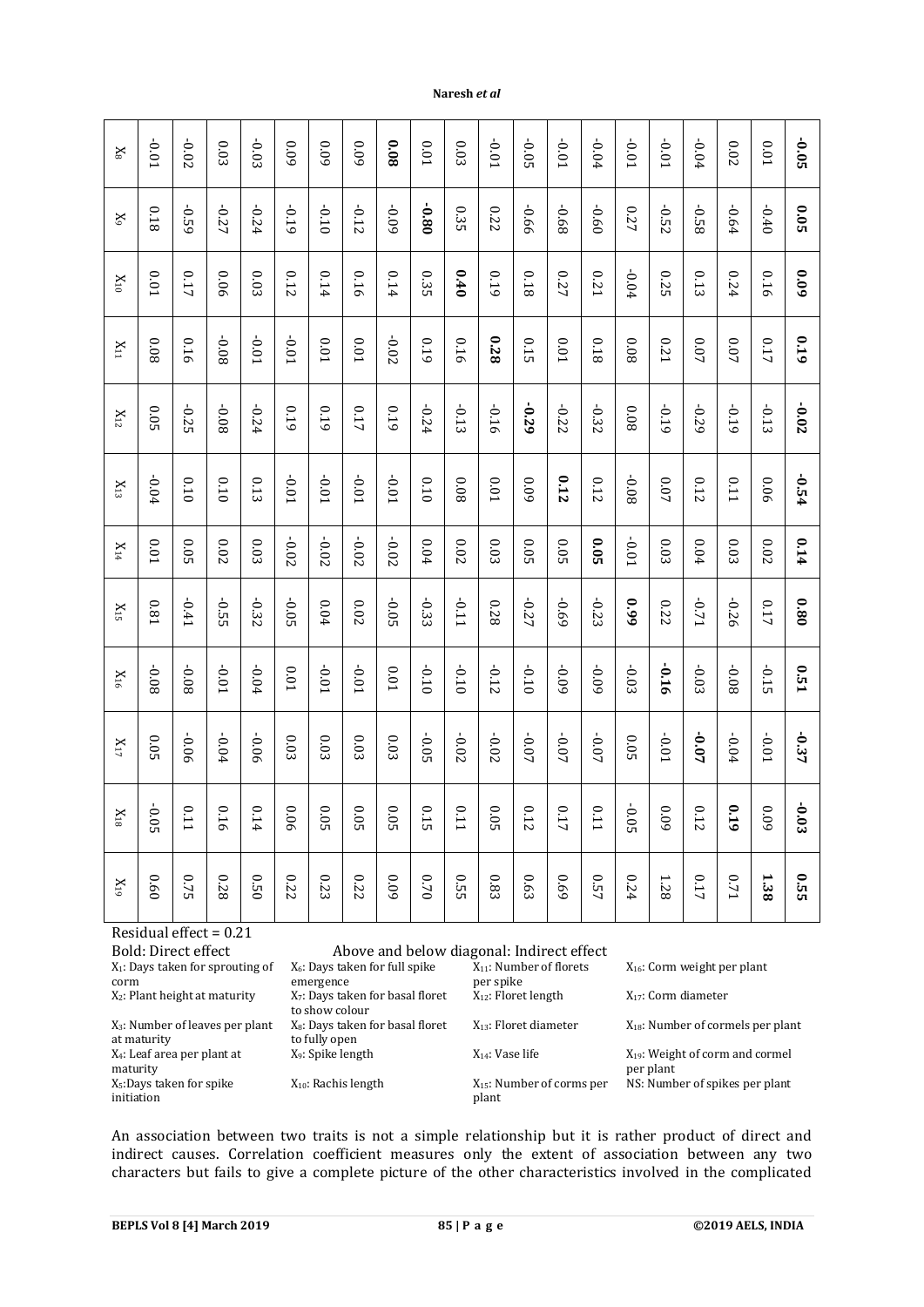| $X_8$ | $X_9$ | $X_{10}$ | $X_{11}$ | $X_{12}$ | $X_{13}$ | $X_{14}$ | $X_{15}$ | $X_{16}$ | $X_{17}$ | $X_{18}$ | $X_{19}$ |
|---|---|---|---|---|---|---|---|---|---|---|---|
| -0.01 | 0.18 | 0.01 | 0.08 | 0.05 | -0.04 | 0.01 | 0.81 | -0.08 | 0.05 | -0.05 | 0.60 |
| -0.02 | -0.59 | 0.17 | 0.16 | -0.25 | 0.10 | 0.05 | -0.41 | -0.08 | -0.06 | 0.11 | 0.75 |
| 0.03 | -0.27 | 0.06 | -0.08 | -0.08 | 0.10 | 0.02 | -0.55 | -0.01 | -0.04 | 0.16 | 0.28 |
| -0.03 | -0.24 | 0.03 | -0.01 | -0.24 | 0.13 | 0.03 | -0.32 | -0.04 | -0.06 | 0.14 | 0.50 |
| 0.09 | -0.19 | 0.12 | -0.01 | 0.19 | -0.01 | -0.02 | -0.05 | 0.01 | 0.03 | 0.06 | 0.22 |
| 0.09 | -0.10 | 0.14 | 0.01 | 0.19 | -0.01 | -0.02 | 0.04 | -0.01 | 0.03 | 0.05 | 0.23 |
| 0.09 | -0.12 | 0.16 | 0.01 | 0.17 | -0.01 | -0.02 | 0.02 | -0.01 | 0.03 | 0.05 | 0.22 |
| **0.08** | -0.09 | 0.14 | -0.02 | 0.19 | -0.01 | -0.02 | -0.05 | 0.01 | 0.03 | 0.05 | 0.09 |
| 0.01 | **-0.80** | 0.35 | 0.19 | -0.24 | 0.10 | 0.04 | -0.33 | -0.10 | -0.05 | 0.15 | 0.70 |
| 0.03 | 0.35 | **0.40** | 0.16 | -0.13 | 0.08 | 0.02 | -0.11 | -0.10 | -0.02 | 0.11 | 0.55 |
| -0.01 | 0.22 | 0.19 | **0.28** | -0.16 | 0.01 | 0.03 | 0.28 | -0.12 | -0.02 | 0.05 | 0.83 |
| -0.05 | -0.66 | 0.18 | 0.15 | **-0.29** | 0.09 | 0.05 | -0.27 | -0.10 | -0.07 | 0.12 | 0.63 |
| -0.01 | -0.68 | 0.27 | 0.01 | -0.22 | **0.12** | 0.05 | -0.69 | -0.09 | -0.07 | 0.17 | 0.69 |
| -0.04 | -0.60 | 0.21 | 0.18 | -0.32 | 0.12 | **0.05** | -0.23 | -0.09 | -0.07 | 0.11 | 0.57 |
| -0.01 | 0.27 | -0.04 | 0.08 | 0.08 | -0.08 | -0.01 | **0.99** | -0.03 | 0.05 | -0.05 | 0.24 |
| -0.01 | -0.52 | 0.25 | 0.21 | -0.19 | 0.07 | 0.03 | 0.22 | **-0.16** | -0.01 | 0.09 | 1.28 |
| -0.04 | -0.58 | 0.13 | 0.07 | -0.29 | 0.12 | 0.04 | -0.71 | -0.03 | **-0.07** | 0.12 | 0.17 |
| 0.02 | -0.64 | 0.24 | 0.07 | -0.19 | 0.11 | 0.03 | -0.26 | -0.08 | -0.04 | **0.19** | 0.71 |
| 0.01 | -0.40 | 0.16 | 0.17 | -0.13 | 0.06 | 0.02 | 0.17 | -0.15 | -0.01 | 0.09 | **1.38** |
| **-0.05** | **0.05** | **0.09** | **0.19** | **-0.02** | **-0.54** | **0.14** | **0.80** | **0.51** | **-0.37** | **-0.03** | **0.55** |

Residual effect = 0.21

Bold: Direct effect  Above and below diagonal: Indirect effect

$X_1$: Days taken for sprouting of corm
$X_2$: Plant height at maturity
$X_3$: Number of leaves per plant at maturity
$X_4$: Leaf area per plant at maturity
$X_5$: Days taken for spike initiation
$X_6$: Days taken for full spike emergence
$X_7$: Days taken for basal floret to show colour
$X_8$: Days taken for basal floret to fully open
$X_9$: Spike length
$X_{10}$: Rachis length
$X_{11}$: Number of florets per spike
$X_{12}$: Floret length
$X_{13}$: Floret diameter
$X_{14}$: Vase life
$X_{15}$: Number of corms per plant
$X_{16}$: Corm weight per plant
$X_{17}$: Corm diameter
$X_{18}$: Number of cormels per plant
$X_{19}$: Weight of corm and cormel per plant
NS: Number of spikes per plant

An association between two traits is not a simple relationship but it is rather product of direct and indirect causes. Correlation coefficient measures only the extent of association between any two characters but fails to give a complete picture of the other characteristics involved in the complicated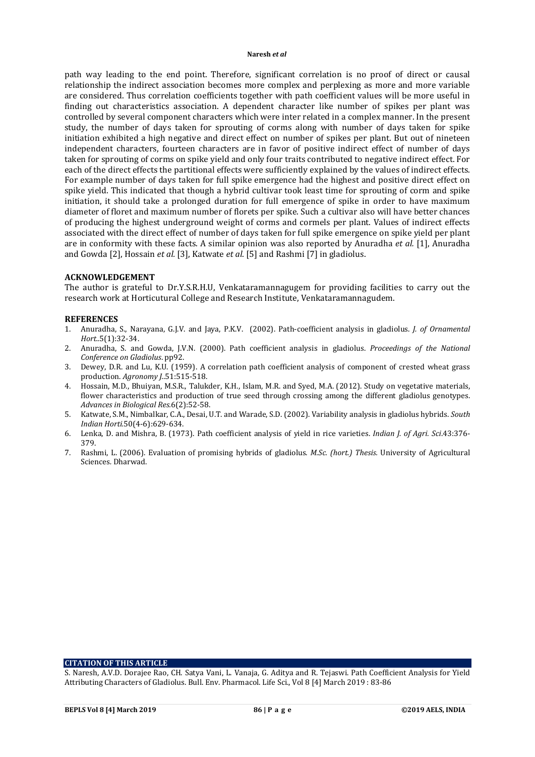path way leading to the end point. Therefore, significant correlation is no proof of direct or causal relationship the indirect association becomes more complex and perplexing as more and more variable are considered. Thus correlation coefficients together with path coefficient values will be more useful in finding out characteristics association. A dependent character like number of spikes per plant was controlled by several component characters which were inter related in a complex manner. In the present study, the number of days taken for sprouting of corms along with number of days taken for spike initiation exhibited a high negative and direct effect on number of spikes per plant. But out of nineteen independent characters, fourteen characters are in favor of positive indirect effect of number of days taken for sprouting of corms on spike yield and only four traits contributed to negative indirect effect. For each of the direct effects the partitional effects were sufficiently explained by the values of indirect effects. For example number of days taken for full spike emergence had the highest and positive direct effect on spike yield. This indicated that though a hybrid cultivar took least time for sprouting of corm and spike initiation, it should take a prolonged duration for full emergence of spike in order to have maximum diameter of floret and maximum number of florets per spike. Such a cultivar also will have better chances of producing the highest underground weight of corms and cormels per plant. Values of indirect effects associated with the direct effect of number of days taken for full spike emergence on spike yield per plant are in conformity with these facts. A similar opinion was also reported by Anuradha *et al.* [1], Anuradha and Gowda [2], Hossain *et al.* [3], Katwate *et al.* [5] and Rashmi [7] in gladiolus.

## ACKNOWLEDGEMENT

The author is grateful to Dr.Y.S.R.H.U, Venkataramannagugem for providing facilities to carry out the research work at Horticutural College and Research Institute, Venkataramannagudem.

## REFERENCES

1. Anuradha, S., Narayana, G.J.V. and Jaya, P.K.V. (2002). Path-coefficient analysis in gladiolus. *J. of Ornamental Hort.*.5(1):32-34.
2. Anuradha, S. and Gowda, J.V.N. (2000). Path coefficient analysis in gladiolus. *Proceedings of the National Conference on Gladiolus*. pp92.
3. Dewey, D.R. and Lu, K.U. (1959). A correlation path coefficient analysis of component of crested wheat grass production. *Agronomy J.*.51:515-518.
4. Hossain, M.D., Bhuiyan, M.S.R., Talukder, K.H., Islam, M.R. and Syed, M.A. (2012). Study on vegetative materials, flower characteristics and production of true seed through crossing among the different gladiolus genotypes. *Advances in Biological Res.*6(2):52-58.
5. Katwate, S.M., Nimbalkar, C.A., Desai, U.T. and Warade, S.D. (2002). Variability analysis in gladiolus hybrids. *South Indian Horti.*50(4-6):629-634.
6. Lenka, D. and Mishra, B. (1973). Path coefficient analysis of yield in rice varieties. *Indian J. of Agri. Sci.*43:376-379.
7. Rashmi, L. (2006). Evaluation of promising hybrids of gladiolus. *M.Sc. (hort.) Thesis*. University of Agricultural Sciences. Dharwad.

**CITATION OF THIS ARTICLE**

S. Naresh, A.V.D. Dorajee Rao, CH. Satya Vani, L. Vanaja, G. Aditya and R. Tejaswi. Path Coefficient Analysis for Yield Attributing Characters of Gladiolus. Bull. Env. Pharmacol. Life Sci., Vol 8 [4] March 2019 : 83-86